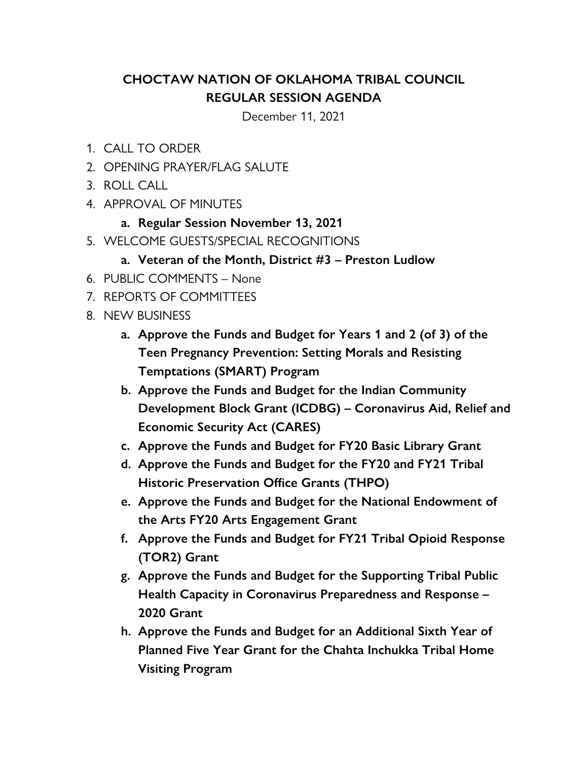# CHOCTAW NATION OF OKLAHOMA TRIBAL COUNCIL
## REGULAR SESSION AGENDA

December 11, 2021

1. CALL TO ORDER
2. OPENING PRAYER/FLAG SALUTE
3. ROLL CALL
4. APPROVAL OF MINUTES
    a. **Regular Session November 13, 2021**
5. WELCOME GUESTS/SPECIAL RECOGNITIONS
    a. **Veteran of the Month, District #3 – Preston Ludlow**
6. PUBLIC COMMENTS – None
7. REPORTS OF COMMITTEES
8. NEW BUSINESS
    a. **Approve the Funds and Budget for Years 1 and 2 (of 3) of the Teen Pregnancy Prevention: Setting Morals and Resisting Temptations (SMART) Program**
    b. **Approve the Funds and Budget for the Indian Community Development Block Grant (ICDBG) – Coronavirus Aid, Relief and Economic Security Act (CARES)**
    c. **Approve the Funds and Budget for FY20 Basic Library Grant**
    d. **Approve the Funds and Budget for the FY20 and FY21 Tribal Historic Preservation Office Grants (THPO)**
    e. **Approve the Funds and Budget for the National Endowment of the Arts FY20 Arts Engagement Grant**
    f. **Approve the Funds and Budget for FY21 Tribal Opioid Response (TOR2) Grant**
    g. **Approve the Funds and Budget for the Supporting Tribal Public Health Capacity in Coronavirus Preparedness and Response – 2020 Grant**
    h. **Approve the Funds and Budget for an Additional Sixth Year of Planned Five Year Grant for the Chahta Inchukka Tribal Home Visiting Program**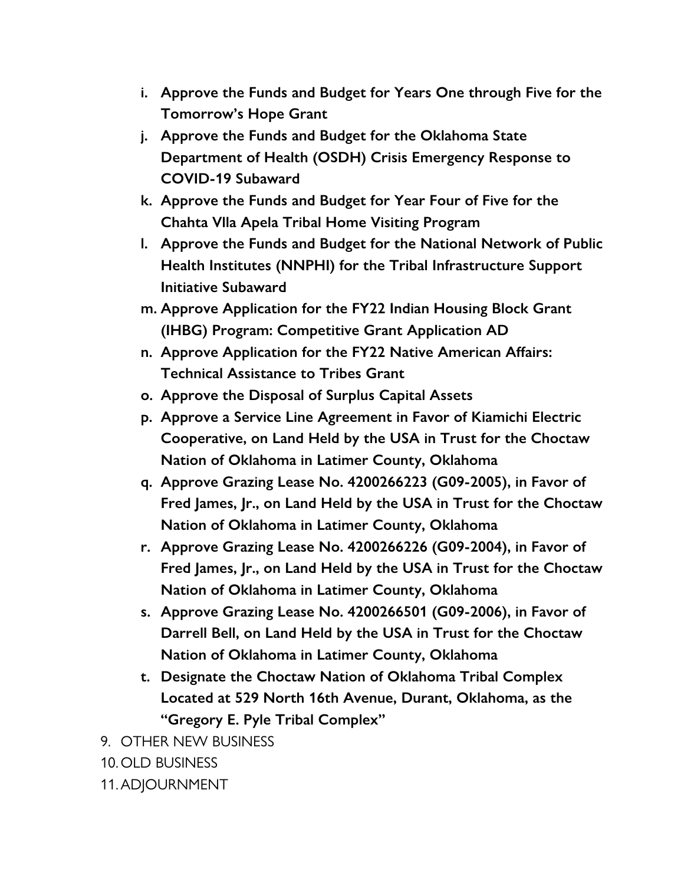i. **Approve the Funds and Budget for Years One through Five for the Tomorrow's Hope Grant**
j. **Approve the Funds and Budget for the Oklahoma State Department of Health (OSDH) Crisis Emergency Response to COVID-19 Subaward**
k. **Approve the Funds and Budget for Year Four of Five for the Chahta Vlla Apela Tribal Home Visiting Program**
l. **Approve the Funds and Budget for the National Network of Public Health Institutes (NNPHI) for the Tribal Infrastructure Support Initiative Subaward**
m. **Approve Application for the FY22 Indian Housing Block Grant (IHBG) Program: Competitive Grant Application AD**
n. **Approve Application for the FY22 Native American Affairs: Technical Assistance to Tribes Grant**
o. **Approve the Disposal of Surplus Capital Assets**
p. **Approve a Service Line Agreement in Favor of Kiamichi Electric Cooperative, on Land Held by the USA in Trust for the Choctaw Nation of Oklahoma in Latimer County, Oklahoma**
q. **Approve Grazing Lease No. 4200266223 (G09-2005), in Favor of Fred James, Jr., on Land Held by the USA in Trust for the Choctaw Nation of Oklahoma in Latimer County, Oklahoma**
r. **Approve Grazing Lease No. 4200266226 (G09-2004), in Favor of Fred James, Jr., on Land Held by the USA in Trust for the Choctaw Nation of Oklahoma in Latimer County, Oklahoma**
s. **Approve Grazing Lease No. 4200266501 (G09-2006), in Favor of Darrell Bell, on Land Held by the USA in Trust for the Choctaw Nation of Oklahoma in Latimer County, Oklahoma**
t. **Designate the Choctaw Nation of Oklahoma Tribal Complex Located at 529 North 16th Avenue, Durant, Oklahoma, as the "Gregory E. Pyle Tribal Complex"**

9. OTHER NEW BUSINESS
10. OLD BUSINESS
11. ADJOURNMENT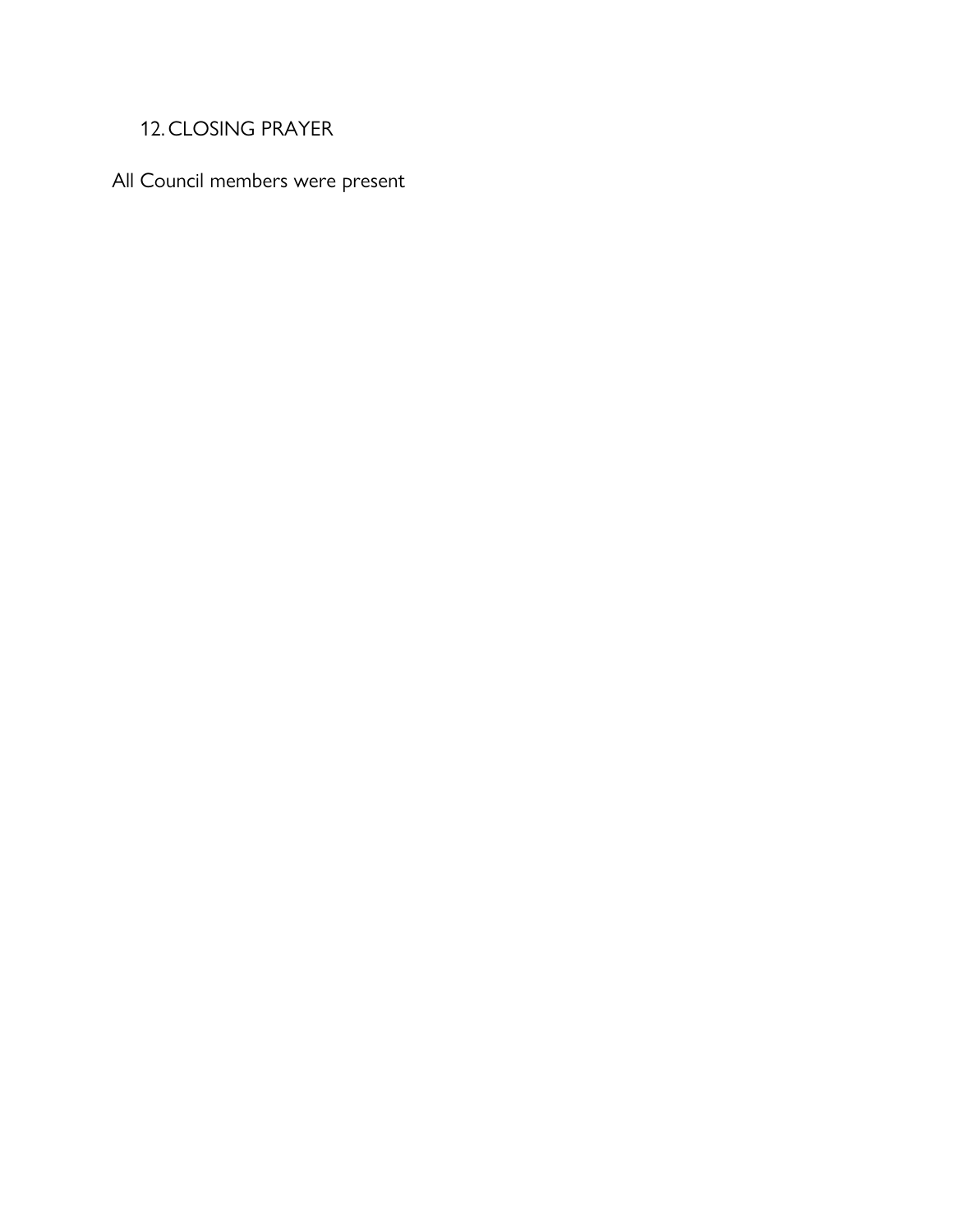12. CLOSING PRAYER

All Council members were present